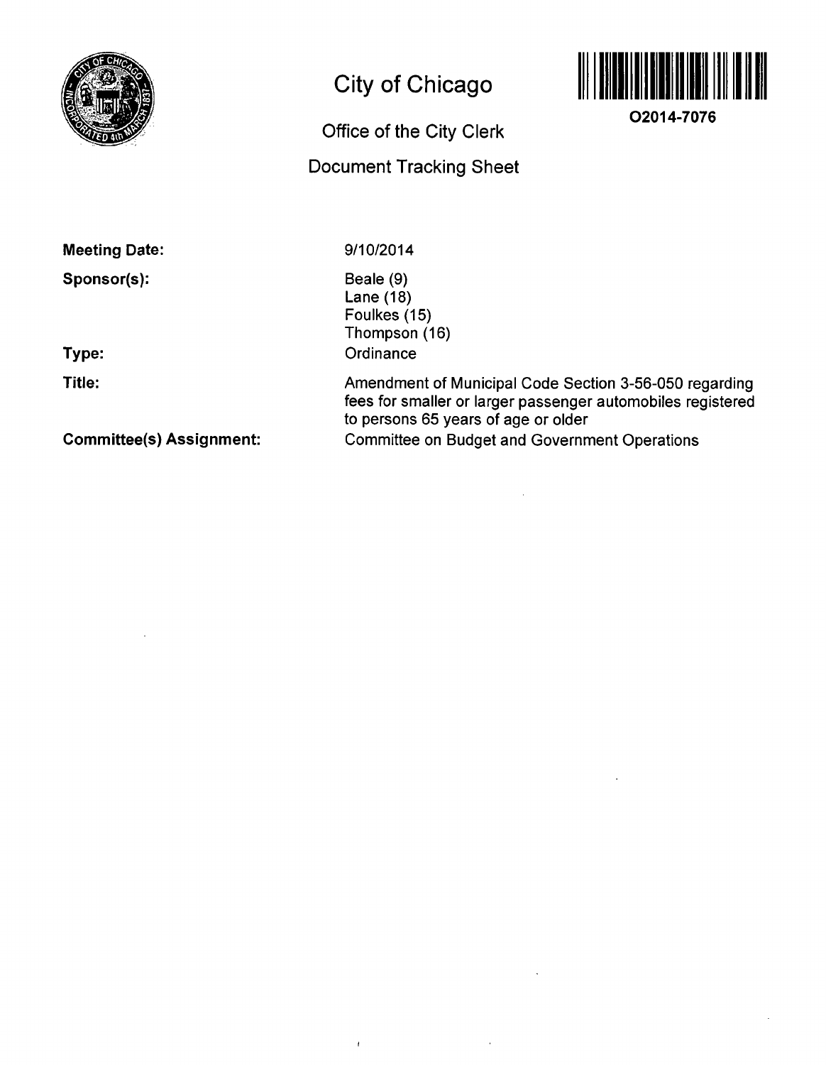# City of Chicago

O2014-7076

## Office of the City Clerk

## Document Tracking Sheet

**Meeting Date:** 9/10/2014

**Sponsor(s):** Beale (9)
Lane (18)
Foulkes (15)
Thompson (16)

**Type:** Ordinance

**Title:** Amendment of Municipal Code Section 3-56-050 regarding fees for smaller or larger passenger automobiles registered to persons 65 years of age or older

**Committee(s) Assignment:** Committee on Budget and Government Operations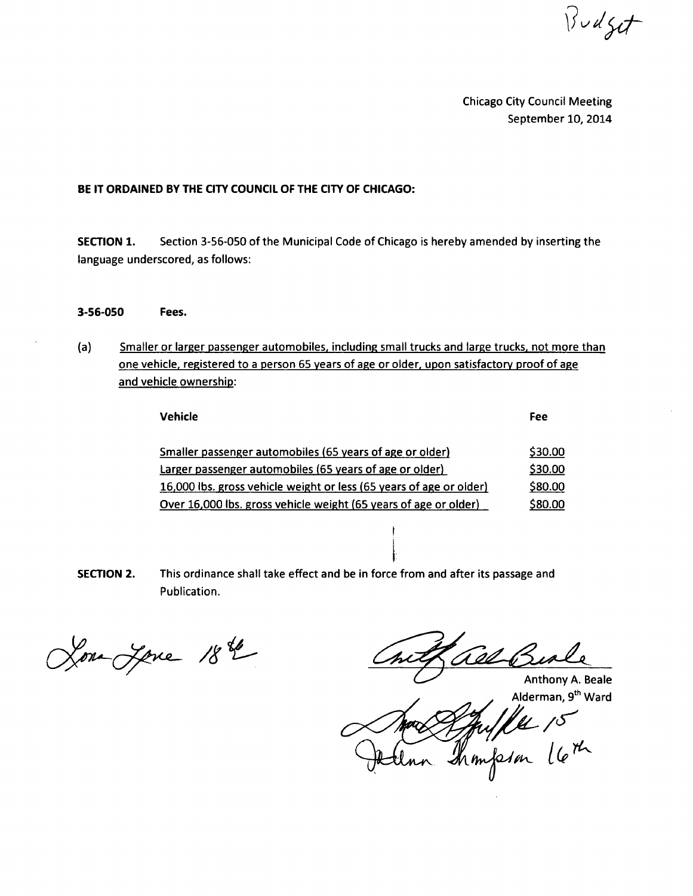Budget

Chicago City Council Meeting
September 10, 2014

**BE IT ORDAINED BY THE CITY COUNCIL OF THE CITY OF CHICAGO:**

**SECTION 1.** Section 3-56-050 of the Municipal Code of Chicago is hereby amended by inserting the language underscored, as follows:

**3-56-050 Fees.**

(a) <u>Smaller or larger passenger automobiles, including small trucks and large trucks, not more than one vehicle, registered to a person 65 years of age or older, upon satisfactory proof of age and vehicle ownership</u>:

| Vehicle | Fee |
|---|---|
| <u>Smaller passenger automobiles (65 years of age or older)</u> | <u>$30.00</u> |
| <u>Larger passenger automobiles (65 years of age or older)</u> | <u>$30.00</u> |
| <u>16,000 lbs. gross vehicle weight or less (65 years of age or older)</u> | <u>$80.00</u> |
| <u>Over 16,000 lbs. gross vehicle weight (65 years of age or older)</u> | <u>$80.00</u> |

**SECTION 2.** This ordinance shall take effect and be in force from and after its passage and Publication.

Lona Lane 18th

Anthony A. Beale
Alderman, 9th Ward

Toni Foulkes 15
JoAnn Thompson 16th